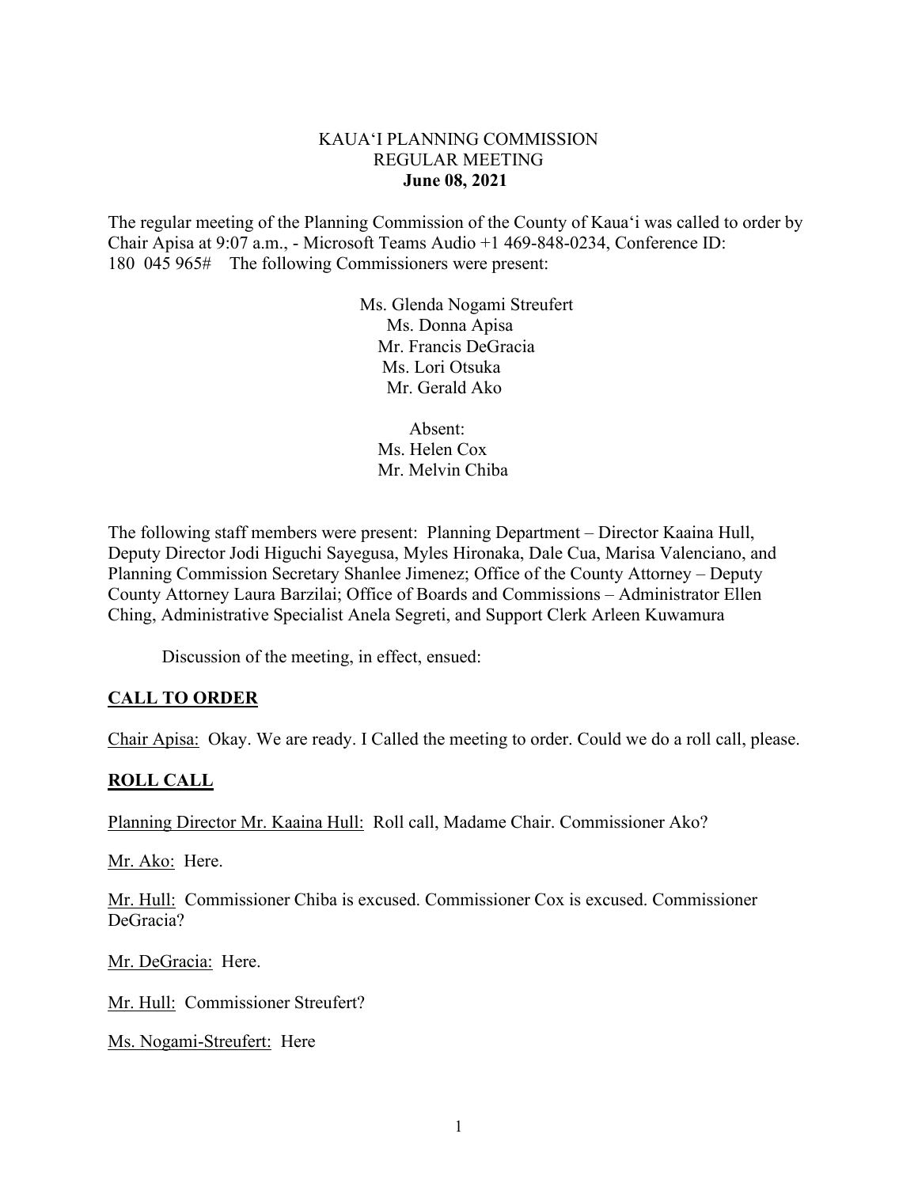KAUAʻI PLANNING COMMISSION
REGULAR MEETING
**June 08, 2021**

The regular meeting of the Planning Commission of the County of Kauaʻi was called to order by Chair Apisa at 9:07 a.m., - Microsoft Teams Audio +1 469-848-0234, Conference ID: 180 045 965# The following Commissioners were present:

Ms. Glenda Nogami Streufert
Ms. Donna Apisa
Mr. Francis DeGracia
Ms. Lori Otsuka
Mr. Gerald Ako

Absent:
Ms. Helen Cox
Mr. Melvin Chiba

The following staff members were present: Planning Department – Director Kaaina Hull, Deputy Director Jodi Higuchi Sayegusa, Myles Hironaka, Dale Cua, Marisa Valenciano, and Planning Commission Secretary Shanlee Jimenez; Office of the County Attorney – Deputy County Attorney Laura Barzilai; Office of Boards and Commissions – Administrator Ellen Ching, Administrative Specialist Anela Segreti, and Support Clerk Arleen Kuwamura

Discussion of the meeting, in effect, ensued:

## CALL TO ORDER

Chair Apisa: Okay. We are ready. I Called the meeting to order. Could we do a roll call, please.

## ROLL CALL

Planning Director Mr. Kaaina Hull: Roll call, Madame Chair. Commissioner Ako?

Mr. Ako: Here.

Mr. Hull: Commissioner Chiba is excused. Commissioner Cox is excused. Commissioner DeGracia?

Mr. DeGracia: Here.

Mr. Hull: Commissioner Streufert?

Ms. Nogami-Streufert: Here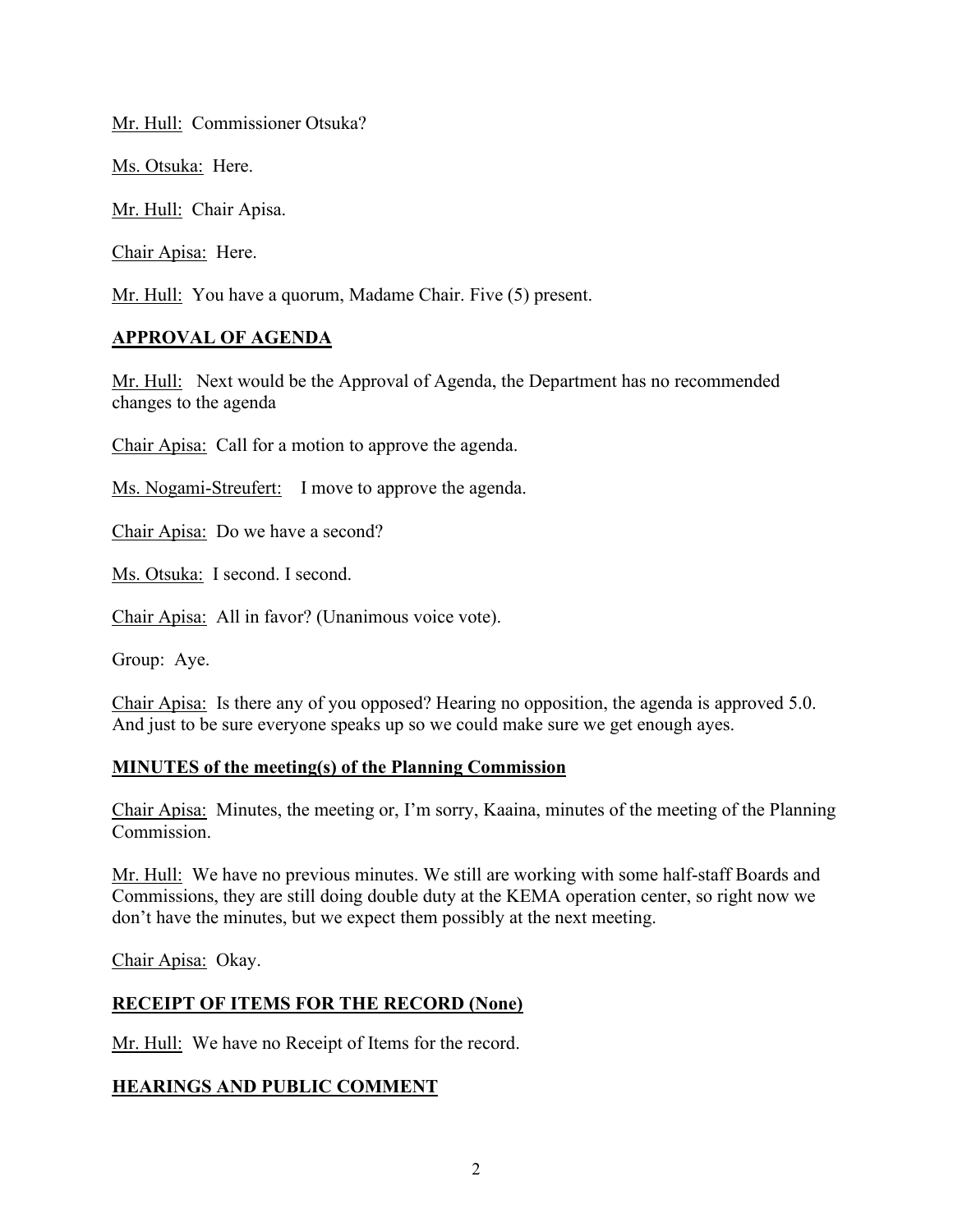Mr. Hull: Commissioner Otsuka?

Ms. Otsuka: Here.

Mr. Hull: Chair Apisa.

Chair Apisa: Here.

Mr. Hull: You have a quorum, Madame Chair. Five (5) present.

## APPROVAL OF AGENDA

Mr. Hull: Next would be the Approval of Agenda, the Department has no recommended changes to the agenda

Chair Apisa: Call for a motion to approve the agenda.

Ms. Nogami-Streufert: I move to approve the agenda.

Chair Apisa: Do we have a second?

Ms. Otsuka: I second. I second.

Chair Apisa: All in favor? (Unanimous voice vote).

Group: Aye.

Chair Apisa: Is there any of you opposed? Hearing no opposition, the agenda is approved 5.0. And just to be sure everyone speaks up so we could make sure we get enough ayes.

## MINUTES of the meeting(s) of the Planning Commission

Chair Apisa: Minutes, the meeting or, I'm sorry, Kaaina, minutes of the meeting of the Planning Commission.

Mr. Hull: We have no previous minutes. We still are working with some half-staff Boards and Commissions, they are still doing double duty at the KEMA operation center, so right now we don't have the minutes, but we expect them possibly at the next meeting.

Chair Apisa: Okay.

## RECEIPT OF ITEMS FOR THE RECORD (None)

Mr. Hull: We have no Receipt of Items for the record.

## HEARINGS AND PUBLIC COMMENT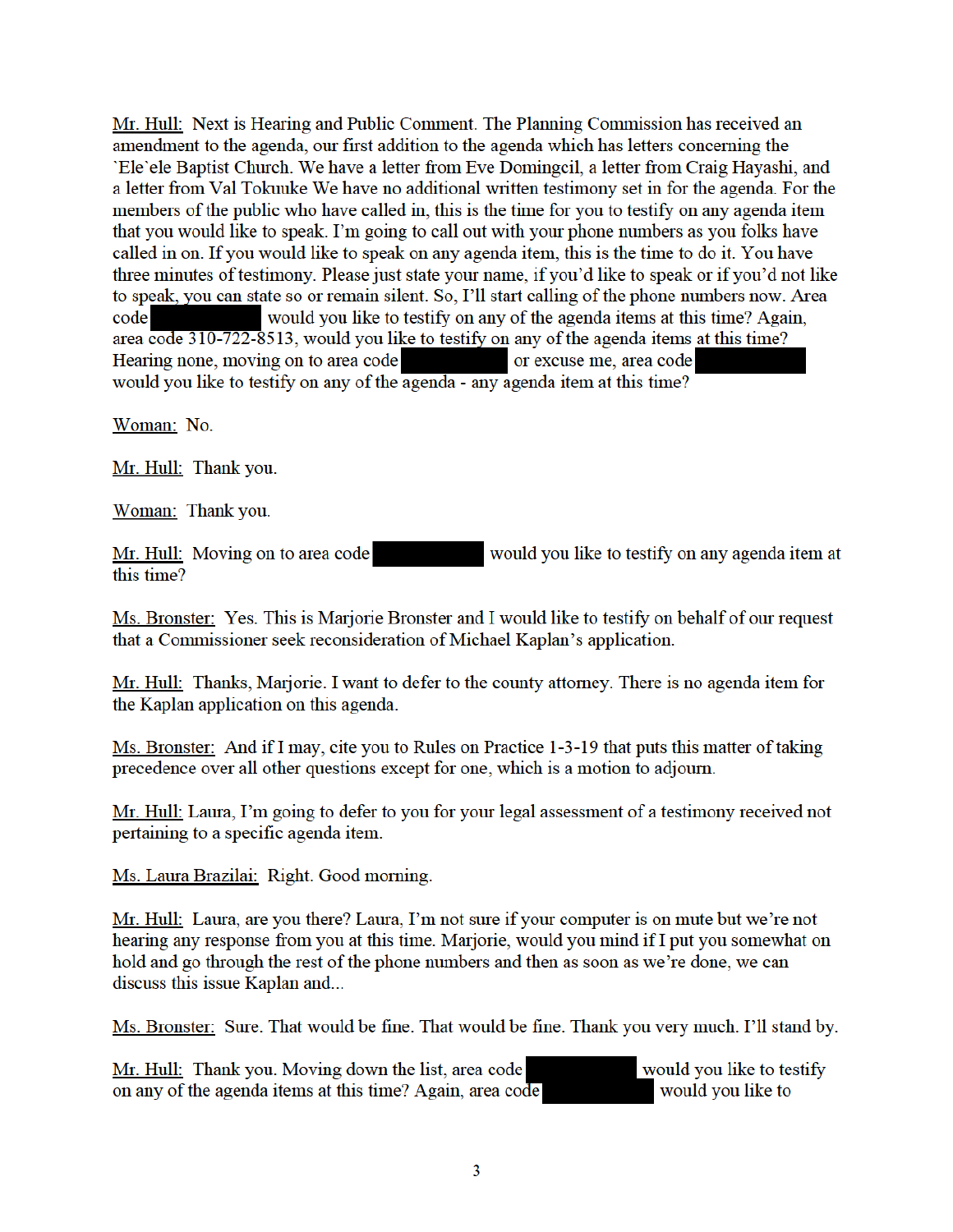Mr. Hull: Next is Hearing and Public Comment. The Planning Commission has received an amendment to the agenda, our first addition to the agenda which has letters concerning the `Ele`ele Baptist Church. We have a letter from Eve Domingcil, a letter from Craig Hayashi, and a letter from Val Tokuuke We have no additional written testimony set in for the agenda. For the members of the public who have called in, this is the time for you to testify on any agenda item that you would like to speak. I'm going to call out with your phone numbers as you folks have called in on. If you would like to speak on any agenda item, this is the time to do it. You have three minutes of testimony. Please just state your name, if you'd like to speak or if you'd not like to speak, you can state so or remain silent. So, I'll start calling of the phone numbers now. Area code ██████ would you like to testify on any of the agenda items at this time? Again, area code 310-722-8513, would you like to testify on any of the agenda items at this time? Hearing none, moving on to area code ██████ or excuse me, area code ██████ would you like to testify on any of the agenda - any agenda item at this time?

Woman: No.

Mr. Hull: Thank you.

Woman: Thank you.

Mr. Hull: Moving on to area code ██████ would you like to testify on any agenda item at this time?

Ms. Bronster: Yes. This is Marjorie Bronster and I would like to testify on behalf of our request that a Commissioner seek reconsideration of Michael Kaplan's application.

Mr. Hull: Thanks, Marjorie. I want to defer to the county attorney. There is no agenda item for the Kaplan application on this agenda.

Ms. Bronster: And if I may, cite you to Rules on Practice 1-3-19 that puts this matter of taking precedence over all other questions except for one, which is a motion to adjourn.

Mr. Hull: Laura, I'm going to defer to you for your legal assessment of a testimony received not pertaining to a specific agenda item.

Ms. Laura Brazilai: Right. Good morning.

Mr. Hull: Laura, are you there? Laura, I'm not sure if your computer is on mute but we're not hearing any response from you at this time. Marjorie, would you mind if I put you somewhat on hold and go through the rest of the phone numbers and then as soon as we're done, we can discuss this issue Kaplan and...

Ms. Bronster: Sure. That would be fine. That would be fine. Thank you very much. I'll stand by.

Mr. Hull: Thank you. Moving down the list, area code ██████ would you like to testify on any of the agenda items at this time? Again, area code ██████ would you like to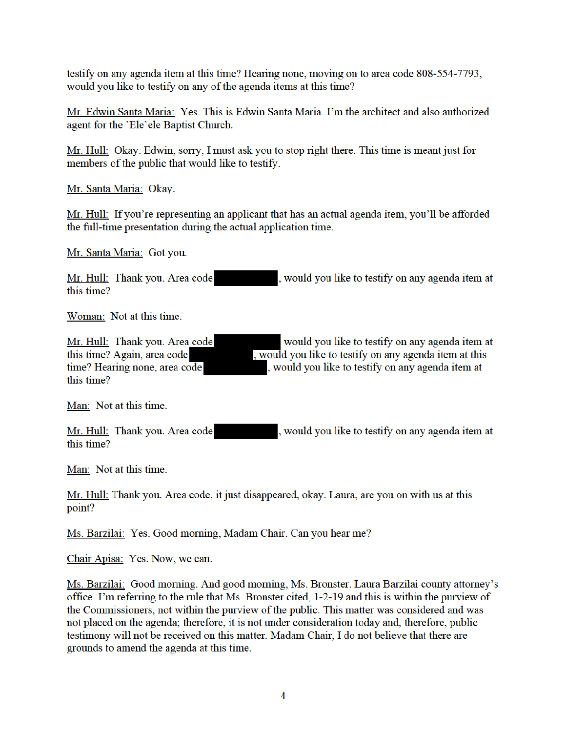testify on any agenda item at this time? Hearing none, moving on to area code 808-554-7793, would you like to testify on any of the agenda items at this time?

Mr. Edwin Santa Maria: Yes. This is Edwin Santa Maria. I'm the architect and also authorized agent for the `Ele`ele Baptist Church.

Mr. Hull: Okay. Edwin, sorry, I must ask you to stop right there. This time is meant just for members of the public that would like to testify.

Mr. Santa Maria: Okay.

Mr. Hull: If you're representing an applicant that has an actual agenda item, you'll be afforded the full-time presentation during the actual application time.

Mr. Santa Maria: Got you.

Mr. Hull: Thank you. Area code ██████████, would you like to testify on any agenda item at this time?

Woman: Not at this time.

Mr. Hull: Thank you. Area code ██████████ would you like to testify on any agenda item at this time? Again, area code ██████████, would you like to testify on any agenda item at this time? Hearing none, area code ██████████, would you like to testify on any agenda item at this time?

Man: Not at this time.

Mr. Hull: Thank you. Area code ██████████, would you like to testify on any agenda item at this time?

Man: Not at this time.

Mr. Hull: Thank you. Area code, it just disappeared, okay. Laura, are you on with us at this point?

Ms. Barzilai: Yes. Good morning, Madam Chair. Can you hear me?

Chair Apisa: Yes. Now, we can.

Ms. Barzilai: Good morning. And good morning, Ms. Bronster. Laura Barzilai county attorney's office. I'm referring to the rule that Ms. Bronster cited, 1-2-19 and this is within the purview of the Commissioners, not within the purview of the public. This matter was considered and was not placed on the agenda; therefore, it is not under consideration today and, therefore, public testimony will not be received on this matter. Madam Chair, I do not believe that there are grounds to amend the agenda at this time.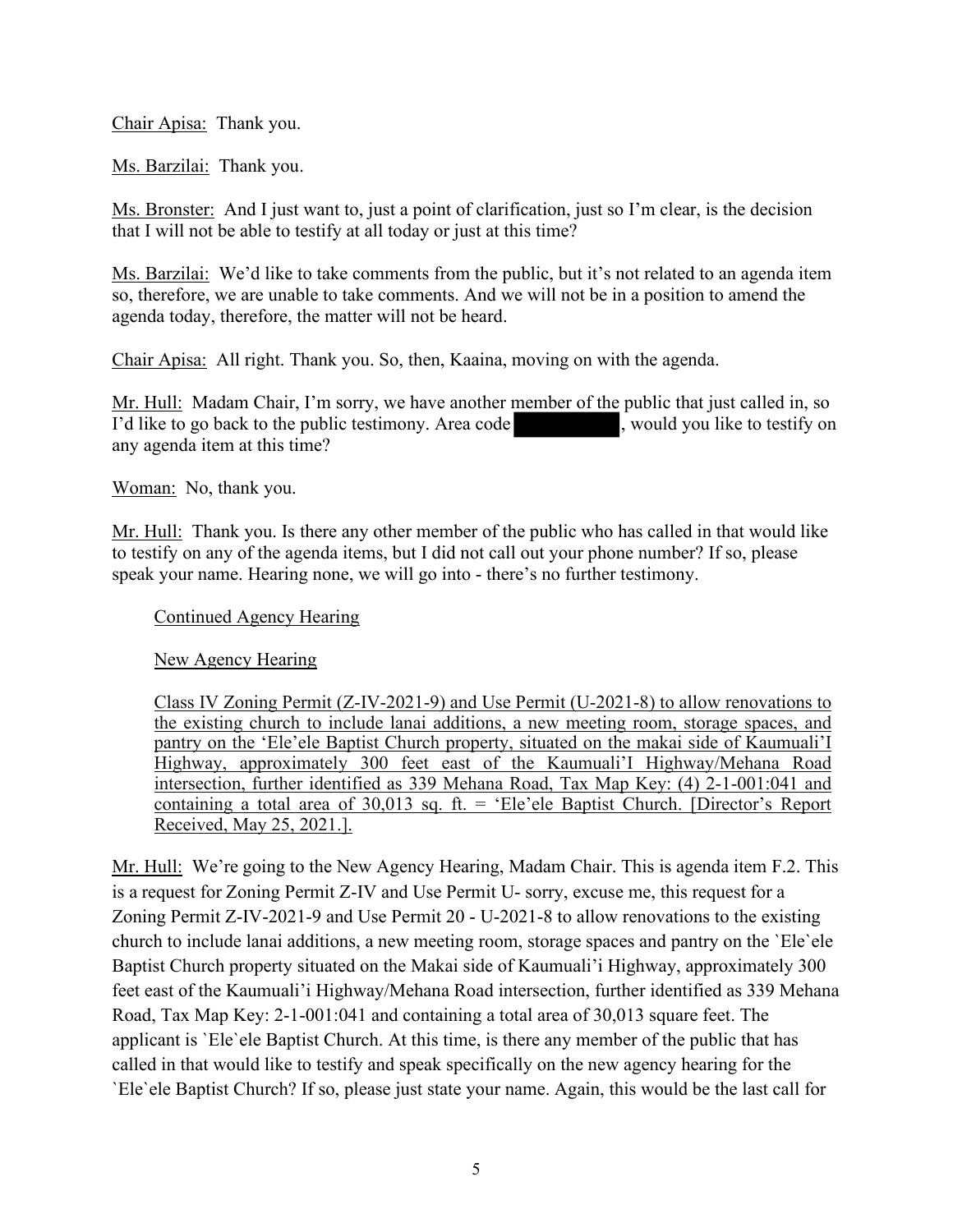Chair Apisa: Thank you.

Ms. Barzilai: Thank you.

Ms. Bronster: And I just want to, just a point of clarification, just so I'm clear, is the decision that I will not be able to testify at all today or just at this time?

Ms. Barzilai: We'd like to take comments from the public, but it's not related to an agenda item so, therefore, we are unable to take comments. And we will not be in a position to amend the agenda today, therefore, the matter will not be heard.

Chair Apisa: All right. Thank you. So, then, Kaaina, moving on with the agenda.

Mr. Hull: Madam Chair, I'm sorry, we have another member of the public that just called in, so I'd like to go back to the public testimony. Area code [REDACTED], would you like to testify on any agenda item at this time?

Woman: No, thank you.

Mr. Hull: Thank you. Is there any other member of the public who has called in that would like to testify on any of the agenda items, but I did not call out your phone number? If so, please speak your name. Hearing none, we will go into - there's no further testimony.

Continued Agency Hearing

New Agency Hearing

Class IV Zoning Permit (Z-IV-2021-9) and Use Permit (U-2021-8) to allow renovations to the existing church to include lanai additions, a new meeting room, storage spaces, and pantry on the 'Ele'ele Baptist Church property, situated on the makai side of Kaumuali'I Highway, approximately 300 feet east of the Kaumuali'I Highway/Mehana Road intersection, further identified as 339 Mehana Road, Tax Map Key: (4) 2-1-001:041 and containing a total area of 30,013 sq. ft. = 'Ele'ele Baptist Church. [Director's Report Received, May 25, 2021.].

Mr. Hull: We're going to the New Agency Hearing, Madam Chair. This is agenda item F.2. This is a request for Zoning Permit Z-IV and Use Permit U- sorry, excuse me, this request for a Zoning Permit Z-IV-2021-9 and Use Permit 20 - U-2021-8 to allow renovations to the existing church to include lanai additions, a new meeting room, storage spaces and pantry on the \`Ele\`ele Baptist Church property situated on the Makai side of Kaumuali'i Highway, approximately 300 feet east of the Kaumuali'i Highway/Mehana Road intersection, further identified as 339 Mehana Road, Tax Map Key: 2-1-001:041 and containing a total area of 30,013 square feet. The applicant is \`Ele\`ele Baptist Church. At this time, is there any member of the public that has called in that would like to testify and speak specifically on the new agency hearing for the \`Ele\`ele Baptist Church? If so, please just state your name. Again, this would be the last call for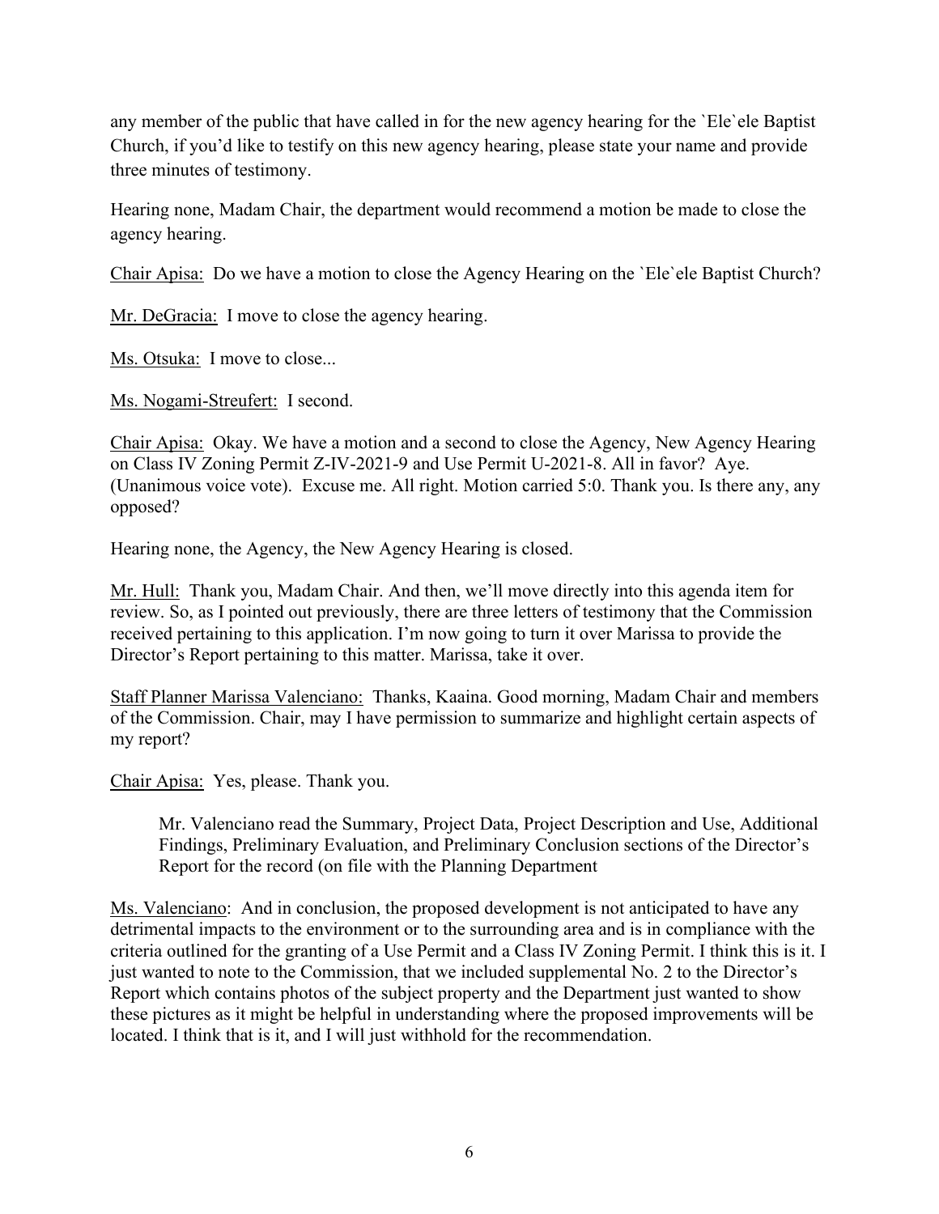any member of the public that have called in for the new agency hearing for the `Ele`ele Baptist Church, if you'd like to testify on this new agency hearing, please state your name and provide three minutes of testimony.

Hearing none, Madam Chair, the department would recommend a motion be made to close the agency hearing.

Chair Apisa: Do we have a motion to close the Agency Hearing on the `Ele`ele Baptist Church?

Mr. DeGracia: I move to close the agency hearing.

Ms. Otsuka: I move to close...

Ms. Nogami-Streufert: I second.

Chair Apisa: Okay. We have a motion and a second to close the Agency, New Agency Hearing on Class IV Zoning Permit Z-IV-2021-9 and Use Permit U-2021-8. All in favor? Aye. (Unanimous voice vote). Excuse me. All right. Motion carried 5:0. Thank you. Is there any, any opposed?

Hearing none, the Agency, the New Agency Hearing is closed.

Mr. Hull: Thank you, Madam Chair. And then, we'll move directly into this agenda item for review. So, as I pointed out previously, there are three letters of testimony that the Commission received pertaining to this application. I'm now going to turn it over Marissa to provide the Director's Report pertaining to this matter. Marissa, take it over.

Staff Planner Marissa Valenciano: Thanks, Kaaina. Good morning, Madam Chair and members of the Commission. Chair, may I have permission to summarize and highlight certain aspects of my report?

Chair Apisa: Yes, please. Thank you.

> Mr. Valenciano read the Summary, Project Data, Project Description and Use, Additional Findings, Preliminary Evaluation, and Preliminary Conclusion sections of the Director's Report for the record (on file with the Planning Department

Ms. Valenciano: And in conclusion, the proposed development is not anticipated to have any detrimental impacts to the environment or to the surrounding area and is in compliance with the criteria outlined for the granting of a Use Permit and a Class IV Zoning Permit. I think this is it. I just wanted to note to the Commission, that we included supplemental No. 2 to the Director's Report which contains photos of the subject property and the Department just wanted to show these pictures as it might be helpful in understanding where the proposed improvements will be located. I think that is it, and I will just withhold for the recommendation.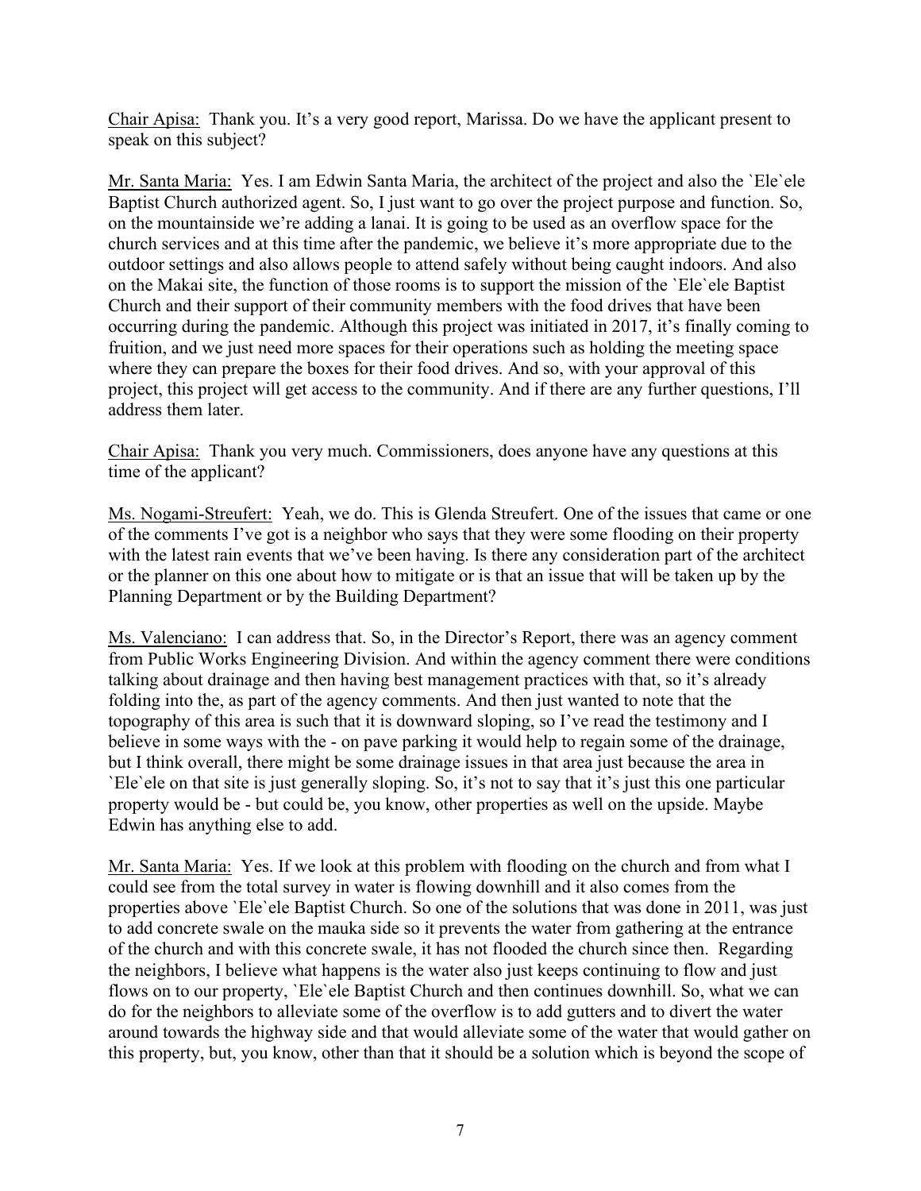<u>Chair Apisa:</u> Thank you. It's a very good report, Marissa. Do we have the applicant present to speak on this subject?

<u>Mr. Santa Maria:</u> Yes. I am Edwin Santa Maria, the architect of the project and also the `Ele`ele Baptist Church authorized agent. So, I just want to go over the project purpose and function. So, on the mountainside we're adding a lanai. It is going to be used as an overflow space for the church services and at this time after the pandemic, we believe it's more appropriate due to the outdoor settings and also allows people to attend safely without being caught indoors. And also on the Makai site, the function of those rooms is to support the mission of the `Ele`ele Baptist Church and their support of their community members with the food drives that have been occurring during the pandemic. Although this project was initiated in 2017, it's finally coming to fruition, and we just need more spaces for their operations such as holding the meeting space where they can prepare the boxes for their food drives. And so, with your approval of this project, this project will get access to the community. And if there are any further questions, I'll address them later.

<u>Chair Apisa:</u> Thank you very much. Commissioners, does anyone have any questions at this time of the applicant?

<u>Ms. Nogami-Streufert:</u> Yeah, we do. This is Glenda Streufert. One of the issues that came or one of the comments I've got is a neighbor who says that they were some flooding on their property with the latest rain events that we've been having. Is there any consideration part of the architect or the planner on this one about how to mitigate or is that an issue that will be taken up by the Planning Department or by the Building Department?

<u>Ms. Valenciano:</u> I can address that. So, in the Director's Report, there was an agency comment from Public Works Engineering Division. And within the agency comment there were conditions talking about drainage and then having best management practices with that, so it's already folding into the, as part of the agency comments. And then just wanted to note that the topography of this area is such that it is downward sloping, so I've read the testimony and I believe in some ways with the - on pave parking it would help to regain some of the drainage, but I think overall, there might be some drainage issues in that area just because the area in `Ele`ele on that site is just generally sloping. So, it's not to say that it's just this one particular property would be - but could be, you know, other properties as well on the upside. Maybe Edwin has anything else to add.

<u>Mr. Santa Maria:</u> Yes. If we look at this problem with flooding on the church and from what I could see from the total survey in water is flowing downhill and it also comes from the properties above `Ele`ele Baptist Church. So one of the solutions that was done in 2011, was just to add concrete swale on the mauka side so it prevents the water from gathering at the entrance of the church and with this concrete swale, it has not flooded the church since then. Regarding the neighbors, I believe what happens is the water also just keeps continuing to flow and just flows on to our property, `Ele`ele Baptist Church and then continues downhill. So, what we can do for the neighbors to alleviate some of the overflow is to add gutters and to divert the water around towards the highway side and that would alleviate some of the water that would gather on this property, but, you know, other than that it should be a solution which is beyond the scope of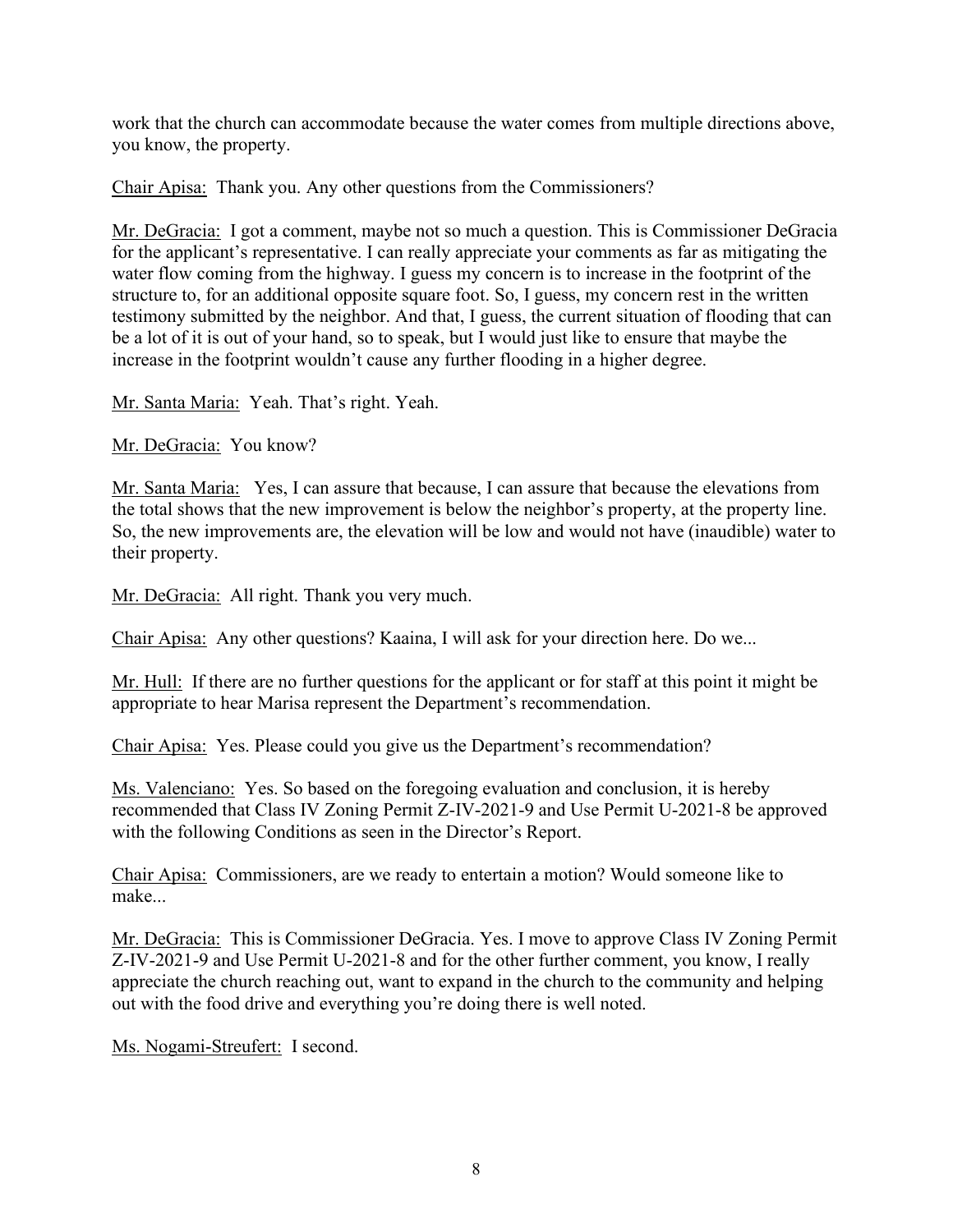work that the church can accommodate because the water comes from multiple directions above, you know, the property.

Chair Apisa: Thank you. Any other questions from the Commissioners?

Mr. DeGracia: I got a comment, maybe not so much a question. This is Commissioner DeGracia for the applicant's representative. I can really appreciate your comments as far as mitigating the water flow coming from the highway. I guess my concern is to increase in the footprint of the structure to, for an additional opposite square foot. So, I guess, my concern rest in the written testimony submitted by the neighbor. And that, I guess, the current situation of flooding that can be a lot of it is out of your hand, so to speak, but I would just like to ensure that maybe the increase in the footprint wouldn't cause any further flooding in a higher degree.

Mr. Santa Maria: Yeah. That's right. Yeah.

Mr. DeGracia: You know?

Mr. Santa Maria: Yes, I can assure that because, I can assure that because the elevations from the total shows that the new improvement is below the neighbor's property, at the property line. So, the new improvements are, the elevation will be low and would not have (inaudible) water to their property.

Mr. DeGracia: All right. Thank you very much.

Chair Apisa: Any other questions? Kaaina, I will ask for your direction here. Do we...

Mr. Hull: If there are no further questions for the applicant or for staff at this point it might be appropriate to hear Marisa represent the Department's recommendation.

Chair Apisa: Yes. Please could you give us the Department's recommendation?

Ms. Valenciano: Yes. So based on the foregoing evaluation and conclusion, it is hereby recommended that Class IV Zoning Permit Z-IV-2021-9 and Use Permit U-2021-8 be approved with the following Conditions as seen in the Director's Report.

Chair Apisa: Commissioners, are we ready to entertain a motion? Would someone like to make...

Mr. DeGracia: This is Commissioner DeGracia. Yes. I move to approve Class IV Zoning Permit Z-IV-2021-9 and Use Permit U-2021-8 and for the other further comment, you know, I really appreciate the church reaching out, want to expand in the church to the community and helping out with the food drive and everything you're doing there is well noted.

Ms. Nogami-Streufert: I second.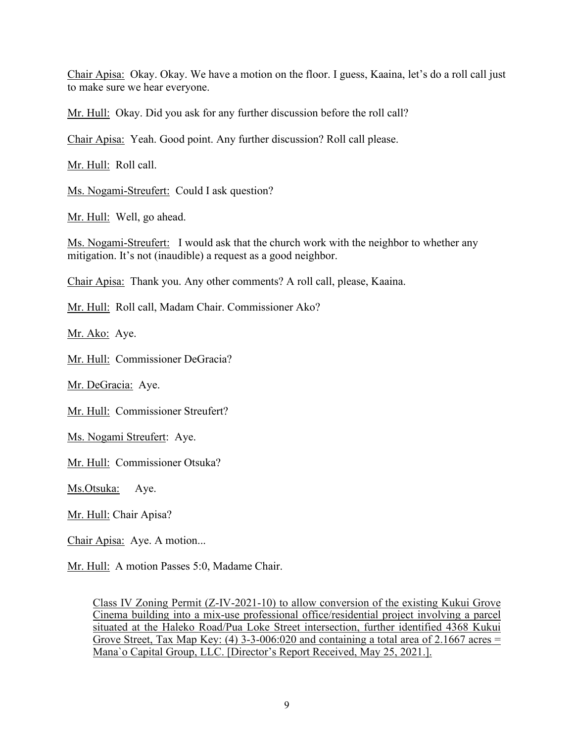Chair Apisa: Okay. Okay. We have a motion on the floor. I guess, Kaaina, let's do a roll call just to make sure we hear everyone.

Mr. Hull: Okay. Did you ask for any further discussion before the roll call?

Chair Apisa: Yeah. Good point. Any further discussion? Roll call please.

Mr. Hull: Roll call.

Ms. Nogami-Streufert: Could I ask question?

Mr. Hull: Well, go ahead.

Ms. Nogami-Streufert: I would ask that the church work with the neighbor to whether any mitigation. It's not (inaudible) a request as a good neighbor.

Chair Apisa: Thank you. Any other comments? A roll call, please, Kaaina.

Mr. Hull: Roll call, Madam Chair. Commissioner Ako?

Mr. Ako: Aye.

Mr. Hull: Commissioner DeGracia?

Mr. DeGracia: Aye.

Mr. Hull: Commissioner Streufert?

Ms. Nogami Streufert: Aye.

Mr. Hull: Commissioner Otsuka?

Ms.Otsuka: Aye.

Mr. Hull: Chair Apisa?

Chair Apisa: Aye. A motion...

Mr. Hull: A motion Passes 5:0, Madame Chair.

Class IV Zoning Permit (Z-IV-2021-10) to allow conversion of the existing Kukui Grove Cinema building into a mix-use professional office/residential project involving a parcel situated at the Haleko Road/Pua Loke Street intersection, further identified 4368 Kukui Grove Street, Tax Map Key: (4) 3-3-006:020 and containing a total area of 2.1667 acres = Mana`o Capital Group, LLC. [Director's Report Received, May 25, 2021.].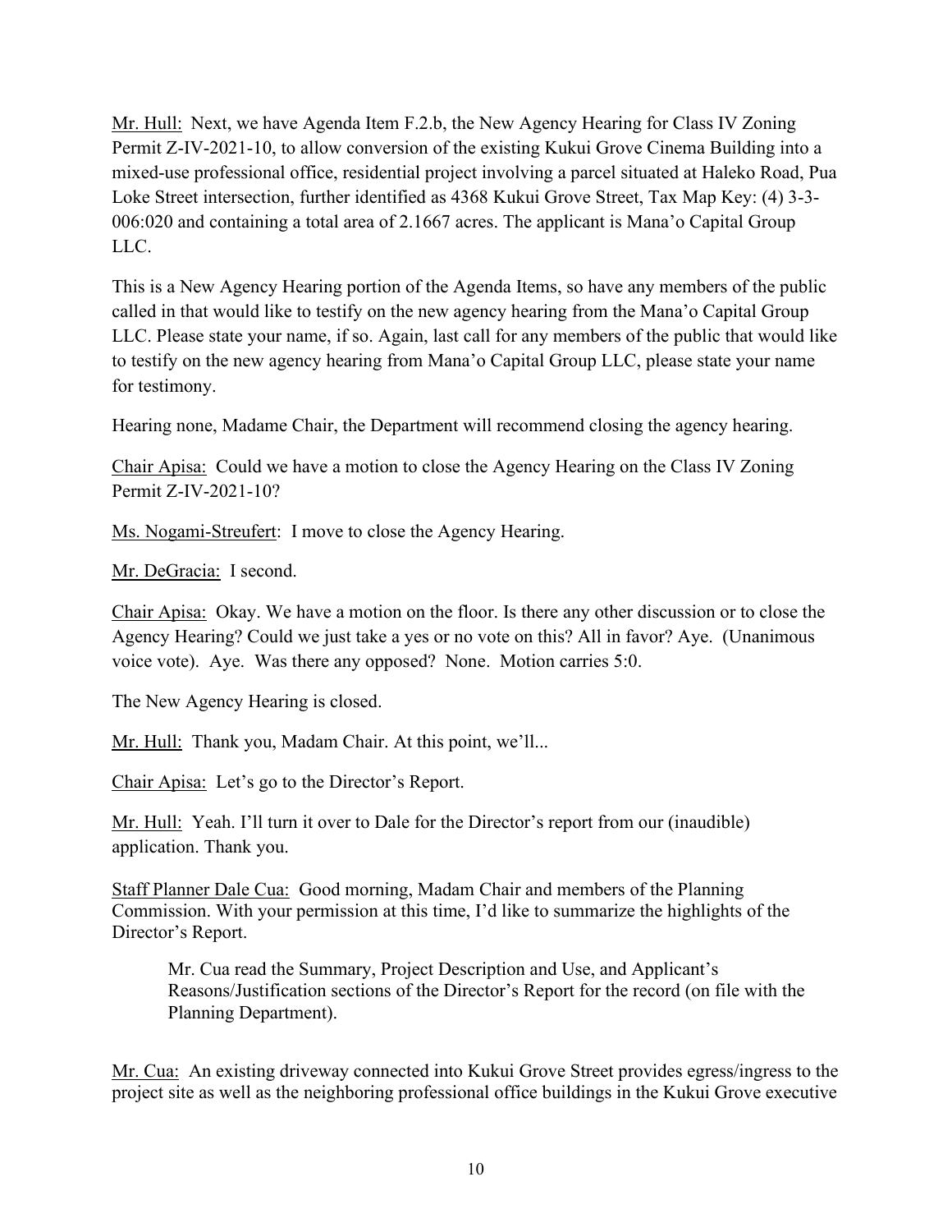Mr. Hull: Next, we have Agenda Item F.2.b, the New Agency Hearing for Class IV Zoning Permit Z-IV-2021-10, to allow conversion of the existing Kukui Grove Cinema Building into a mixed-use professional office, residential project involving a parcel situated at Haleko Road, Pua Loke Street intersection, further identified as 4368 Kukui Grove Street, Tax Map Key: (4) 3-3-006:020 and containing a total area of 2.1667 acres. The applicant is Mana'o Capital Group LLC.

This is a New Agency Hearing portion of the Agenda Items, so have any members of the public called in that would like to testify on the new agency hearing from the Mana'o Capital Group LLC. Please state your name, if so. Again, last call for any members of the public that would like to testify on the new agency hearing from Mana'o Capital Group LLC, please state your name for testimony.

Hearing none, Madame Chair, the Department will recommend closing the agency hearing.

Chair Apisa: Could we have a motion to close the Agency Hearing on the Class IV Zoning Permit Z-IV-2021-10?

Ms. Nogami-Streufert: I move to close the Agency Hearing.

Mr. DeGracia: I second.

Chair Apisa: Okay. We have a motion on the floor. Is there any other discussion or to close the Agency Hearing? Could we just take a yes or no vote on this? All in favor? Aye. (Unanimous voice vote). Aye. Was there any opposed? None. Motion carries 5:0.

The New Agency Hearing is closed.

Mr. Hull: Thank you, Madam Chair. At this point, we'll...

Chair Apisa: Let's go to the Director's Report.

Mr. Hull: Yeah. I'll turn it over to Dale for the Director's report from our (inaudible) application. Thank you.

Staff Planner Dale Cua: Good morning, Madam Chair and members of the Planning Commission. With your permission at this time, I'd like to summarize the highlights of the Director's Report.

> Mr. Cua read the Summary, Project Description and Use, and Applicant's Reasons/Justification sections of the Director's Report for the record (on file with the Planning Department).

Mr. Cua: An existing driveway connected into Kukui Grove Street provides egress/ingress to the project site as well as the neighboring professional office buildings in the Kukui Grove executive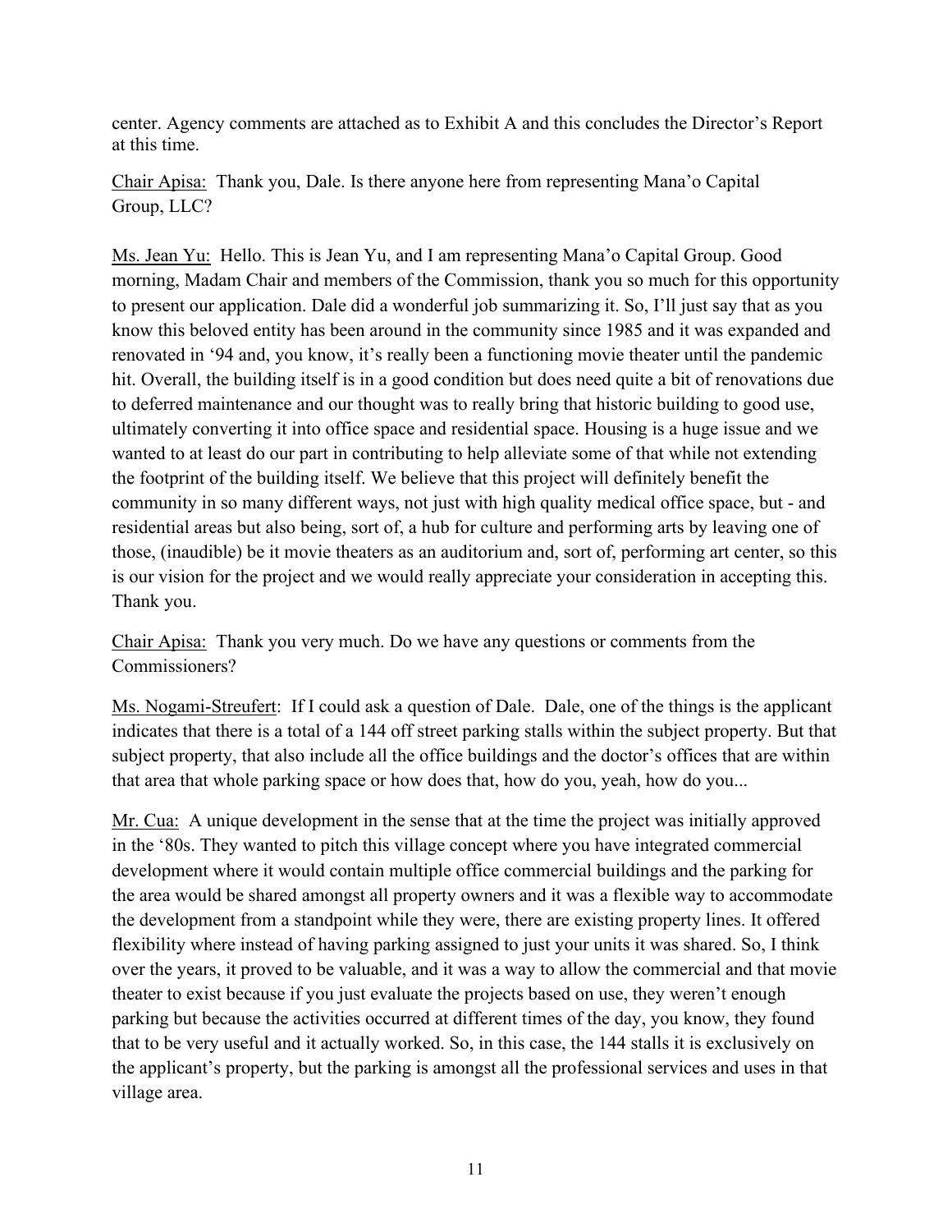center. Agency comments are attached as to Exhibit A and this concludes the Director's Report at this time.

Chair Apisa: Thank you, Dale. Is there anyone here from representing Mana'o Capital Group, LLC?

Ms. Jean Yu: Hello. This is Jean Yu, and I am representing Mana'o Capital Group. Good morning, Madam Chair and members of the Commission, thank you so much for this opportunity to present our application. Dale did a wonderful job summarizing it. So, I'll just say that as you know this beloved entity has been around in the community since 1985 and it was expanded and renovated in '94 and, you know, it's really been a functioning movie theater until the pandemic hit. Overall, the building itself is in a good condition but does need quite a bit of renovations due to deferred maintenance and our thought was to really bring that historic building to good use, ultimately converting it into office space and residential space. Housing is a huge issue and we wanted to at least do our part in contributing to help alleviate some of that while not extending the footprint of the building itself. We believe that this project will definitely benefit the community in so many different ways, not just with high quality medical office space, but - and residential areas but also being, sort of, a hub for culture and performing arts by leaving one of those, (inaudible) be it movie theaters as an auditorium and, sort of, performing art center, so this is our vision for the project and we would really appreciate your consideration in accepting this. Thank you.

Chair Apisa: Thank you very much. Do we have any questions or comments from the Commissioners?

Ms. Nogami-Streufert: If I could ask a question of Dale. Dale, one of the things is the applicant indicates that there is a total of a 144 off street parking stalls within the subject property. But that subject property, that also include all the office buildings and the doctor's offices that are within that area that whole parking space or how does that, how do you, yeah, how do you...

Mr. Cua: A unique development in the sense that at the time the project was initially approved in the '80s. They wanted to pitch this village concept where you have integrated commercial development where it would contain multiple office commercial buildings and the parking for the area would be shared amongst all property owners and it was a flexible way to accommodate the development from a standpoint while they were, there are existing property lines. It offered flexibility where instead of having parking assigned to just your units it was shared. So, I think over the years, it proved to be valuable, and it was a way to allow the commercial and that movie theater to exist because if you just evaluate the projects based on use, they weren't enough parking but because the activities occurred at different times of the day, you know, they found that to be very useful and it actually worked. So, in this case, the 144 stalls it is exclusively on the applicant's property, but the parking is amongst all the professional services and uses in that village area.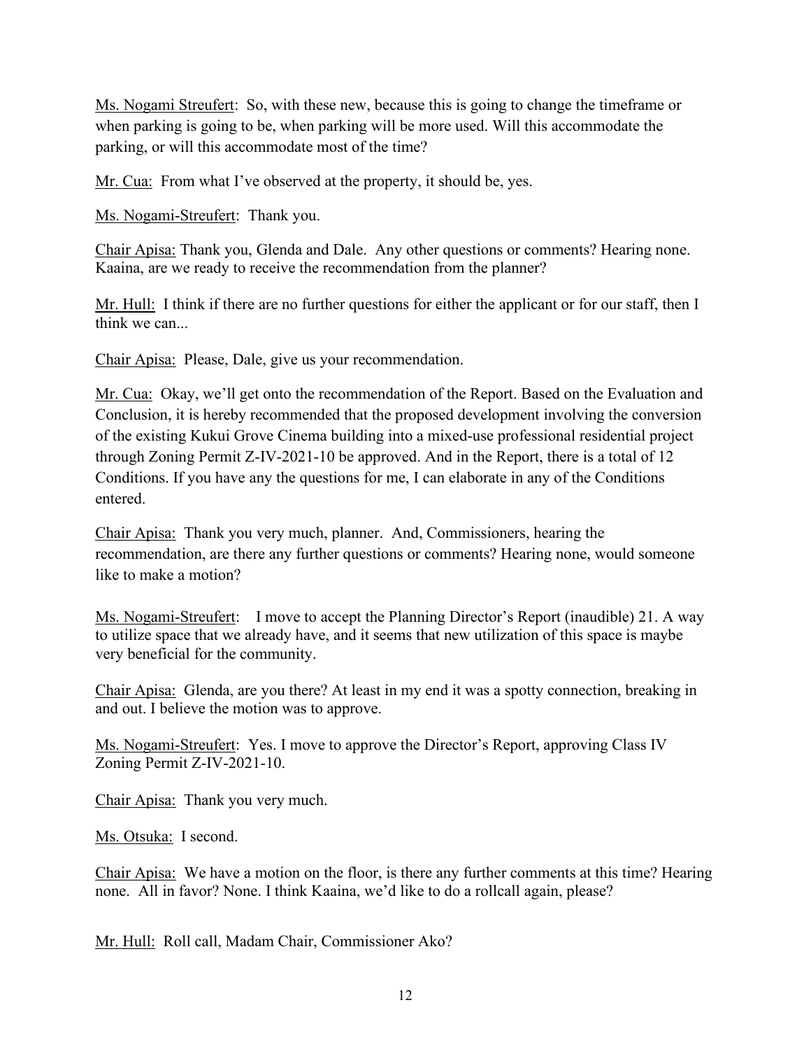Ms. Nogami Streufert: So, with these new, because this is going to change the timeframe or when parking is going to be, when parking will be more used. Will this accommodate the parking, or will this accommodate most of the time?

Mr. Cua: From what I've observed at the property, it should be, yes.

Ms. Nogami-Streufert: Thank you.

Chair Apisa: Thank you, Glenda and Dale. Any other questions or comments? Hearing none. Kaaina, are we ready to receive the recommendation from the planner?

Mr. Hull: I think if there are no further questions for either the applicant or for our staff, then I think we can...

Chair Apisa: Please, Dale, give us your recommendation.

Mr. Cua: Okay, we'll get onto the recommendation of the Report. Based on the Evaluation and Conclusion, it is hereby recommended that the proposed development involving the conversion of the existing Kukui Grove Cinema building into a mixed-use professional residential project through Zoning Permit Z-IV-2021-10 be approved. And in the Report, there is a total of 12 Conditions. If you have any the questions for me, I can elaborate in any of the Conditions entered.

Chair Apisa: Thank you very much, planner. And, Commissioners, hearing the recommendation, are there any further questions or comments? Hearing none, would someone like to make a motion?

Ms. Nogami-Streufert: I move to accept the Planning Director's Report (inaudible) 21. A way to utilize space that we already have, and it seems that new utilization of this space is maybe very beneficial for the community.

Chair Apisa: Glenda, are you there? At least in my end it was a spotty connection, breaking in and out. I believe the motion was to approve.

Ms. Nogami-Streufert: Yes. I move to approve the Director's Report, approving Class IV Zoning Permit Z-IV-2021-10.

Chair Apisa: Thank you very much.

Ms. Otsuka: I second.

Chair Apisa: We have a motion on the floor, is there any further comments at this time? Hearing none. All in favor? None. I think Kaaina, we'd like to do a rollcall again, please?

Mr. Hull: Roll call, Madam Chair, Commissioner Ako?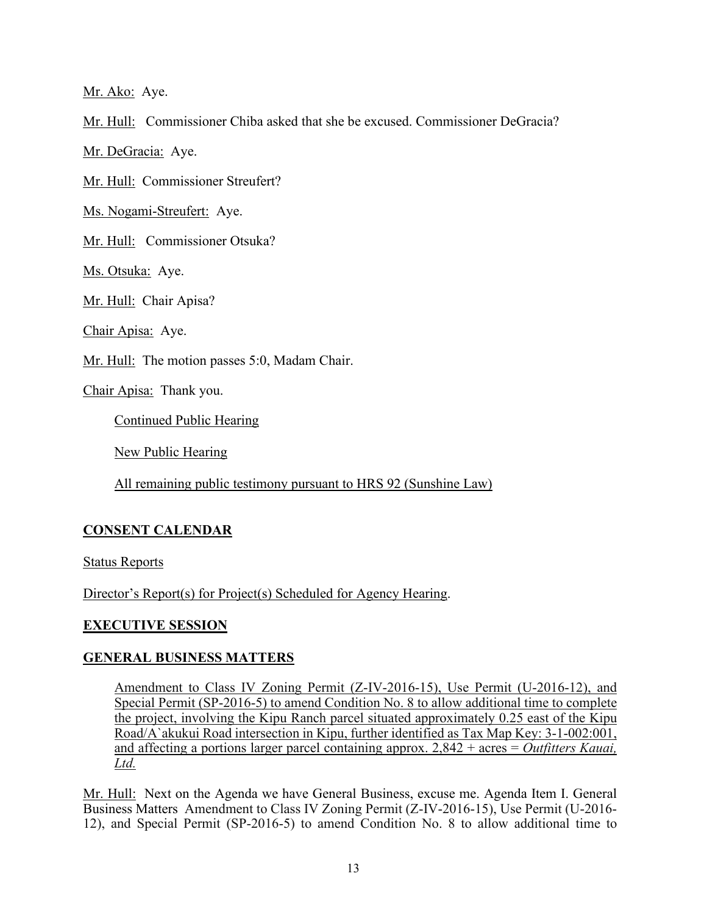Mr. Ako: Aye.

Mr. Hull: Commissioner Chiba asked that she be excused. Commissioner DeGracia?

Mr. DeGracia: Aye.

Mr. Hull: Commissioner Streufert?

Ms. Nogami-Streufert: Aye.

Mr. Hull: Commissioner Otsuka?

Ms. Otsuka: Aye.

Mr. Hull: Chair Apisa?

Chair Apisa: Aye.

Mr. Hull: The motion passes 5:0, Madam Chair.

Chair Apisa: Thank you.

Continued Public Hearing

New Public Hearing

All remaining public testimony pursuant to HRS 92 (Sunshine Law)

**CONSENT CALENDAR**

Status Reports

Director's Report(s) for Project(s) Scheduled for Agency Hearing.

**EXECUTIVE SESSION**

**GENERAL BUSINESS MATTERS**

Amendment to Class IV Zoning Permit (Z-IV-2016-15), Use Permit (U-2016-12), and Special Permit (SP-2016-5) to amend Condition No. 8 to allow additional time to complete the project, involving the Kipu Ranch parcel situated approximately 0.25 east of the Kipu Road/A`akukui Road intersection in Kipu, further identified as Tax Map Key: 3-1-002:001, and affecting a portions larger parcel containing approx. 2,842 + acres = *Outfitters Kauai, Ltd.*

Mr. Hull: Next on the Agenda we have General Business, excuse me. Agenda Item I. General Business Matters Amendment to Class IV Zoning Permit (Z-IV-2016-15), Use Permit (U-2016-12), and Special Permit (SP-2016-5) to amend Condition No. 8 to allow additional time to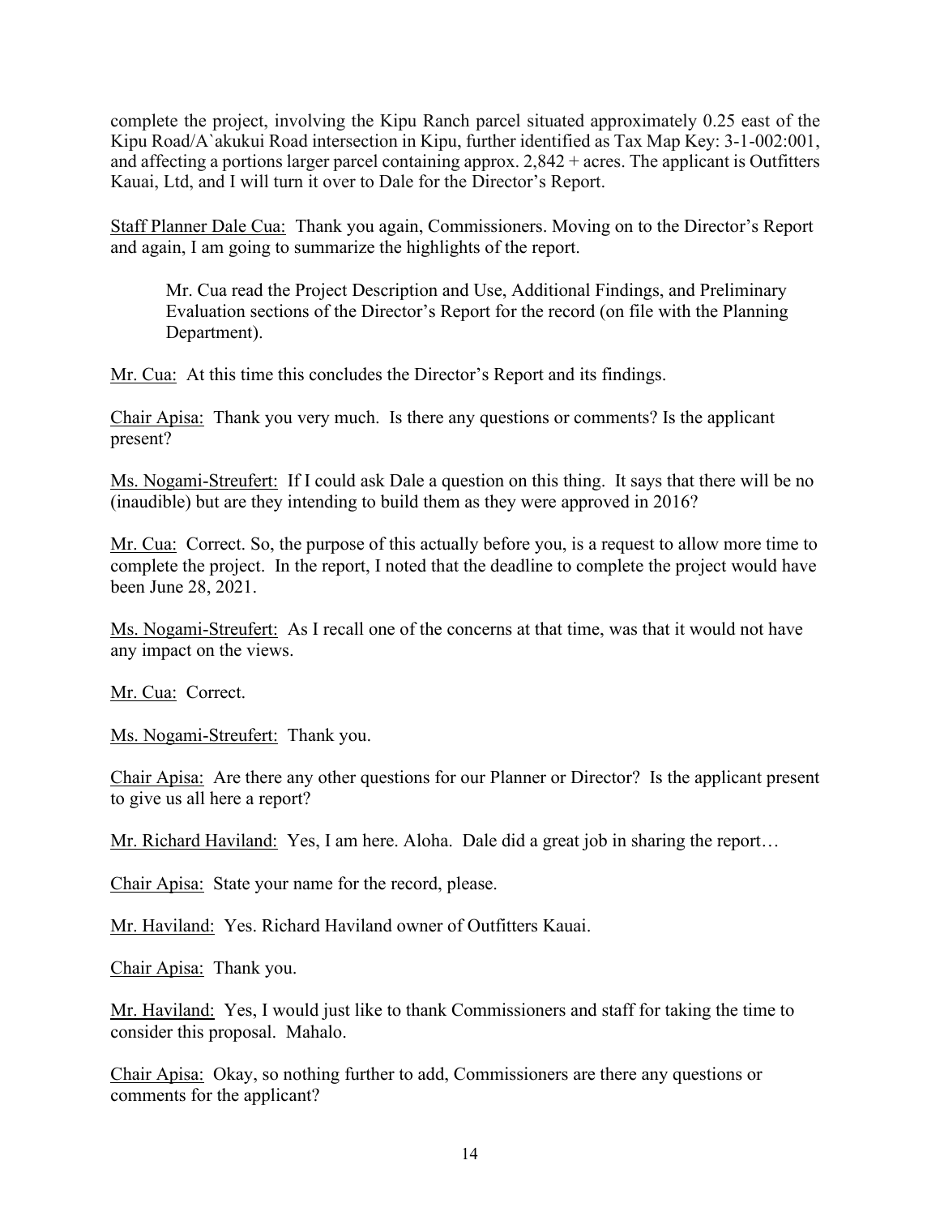complete the project, involving the Kipu Ranch parcel situated approximately 0.25 east of the Kipu Road/A`akukui Road intersection in Kipu, further identified as Tax Map Key: 3-1-002:001, and affecting a portions larger parcel containing approx. 2,842 + acres. The applicant is Outfitters Kauai, Ltd, and I will turn it over to Dale for the Director's Report.

<u>Staff Planner Dale Cua:</u> Thank you again, Commissioners. Moving on to the Director's Report and again, I am going to summarize the highlights of the report.

> Mr. Cua read the Project Description and Use, Additional Findings, and Preliminary Evaluation sections of the Director's Report for the record (on file with the Planning Department).

<u>Mr. Cua:</u> At this time this concludes the Director's Report and its findings.

<u>Chair Apisa:</u> Thank you very much. Is there any questions or comments? Is the applicant present?

<u>Ms. Nogami-Streufert:</u> If I could ask Dale a question on this thing. It says that there will be no (inaudible) but are they intending to build them as they were approved in 2016?

<u>Mr. Cua:</u> Correct. So, the purpose of this actually before you, is a request to allow more time to complete the project. In the report, I noted that the deadline to complete the project would have been June 28, 2021.

<u>Ms. Nogami-Streufert:</u> As I recall one of the concerns at that time, was that it would not have any impact on the views.

<u>Mr. Cua:</u> Correct.

<u>Ms. Nogami-Streufert:</u> Thank you.

<u>Chair Apisa:</u> Are there any other questions for our Planner or Director? Is the applicant present to give us all here a report?

<u>Mr. Richard Haviland:</u> Yes, I am here. Aloha. Dale did a great job in sharing the report…

<u>Chair Apisa:</u> State your name for the record, please.

<u>Mr. Haviland:</u> Yes. Richard Haviland owner of Outfitters Kauai.

<u>Chair Apisa:</u> Thank you.

<u>Mr. Haviland:</u> Yes, I would just like to thank Commissioners and staff for taking the time to consider this proposal. Mahalo.

<u>Chair Apisa:</u> Okay, so nothing further to add, Commissioners are there any questions or comments for the applicant?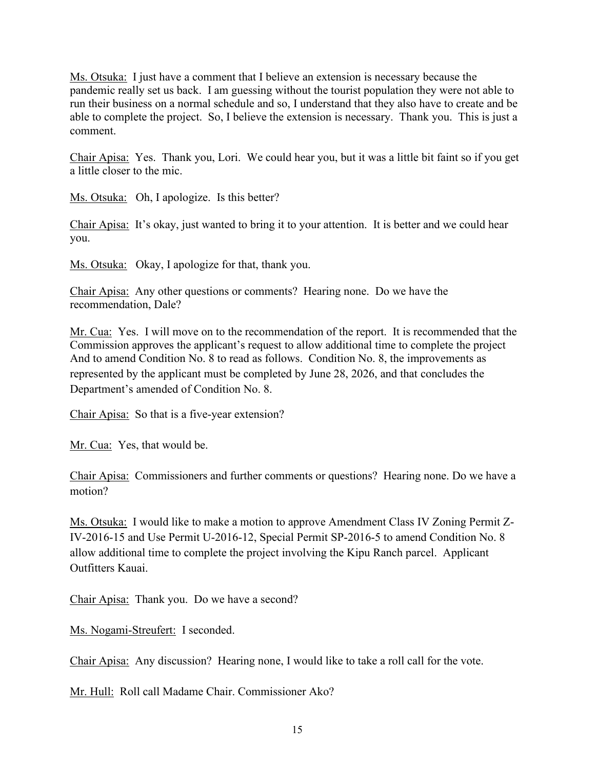Ms. Otsuka: I just have a comment that I believe an extension is necessary because the pandemic really set us back. I am guessing without the tourist population they were not able to run their business on a normal schedule and so, I understand that they also have to create and be able to complete the project. So, I believe the extension is necessary. Thank you. This is just a comment.

Chair Apisa: Yes. Thank you, Lori. We could hear you, but it was a little bit faint so if you get a little closer to the mic.

Ms. Otsuka: Oh, I apologize. Is this better?

Chair Apisa: It's okay, just wanted to bring it to your attention. It is better and we could hear you.

Ms. Otsuka: Okay, I apologize for that, thank you.

Chair Apisa: Any other questions or comments? Hearing none. Do we have the recommendation, Dale?

Mr. Cua: Yes. I will move on to the recommendation of the report. It is recommended that the Commission approves the applicant's request to allow additional time to complete the project And to amend Condition No. 8 to read as follows. Condition No. 8, the improvements as represented by the applicant must be completed by June 28, 2026, and that concludes the Department's amended of Condition No. 8.

Chair Apisa: So that is a five-year extension?

Mr. Cua: Yes, that would be.

Chair Apisa: Commissioners and further comments or questions? Hearing none. Do we have a motion?

Ms. Otsuka: I would like to make a motion to approve Amendment Class IV Zoning Permit Z-IV-2016-15 and Use Permit U-2016-12, Special Permit SP-2016-5 to amend Condition No. 8 allow additional time to complete the project involving the Kipu Ranch parcel. Applicant Outfitters Kauai.

Chair Apisa: Thank you. Do we have a second?

Ms. Nogami-Streufert: I seconded.

Chair Apisa: Any discussion? Hearing none, I would like to take a roll call for the vote.

Mr. Hull: Roll call Madame Chair. Commissioner Ako?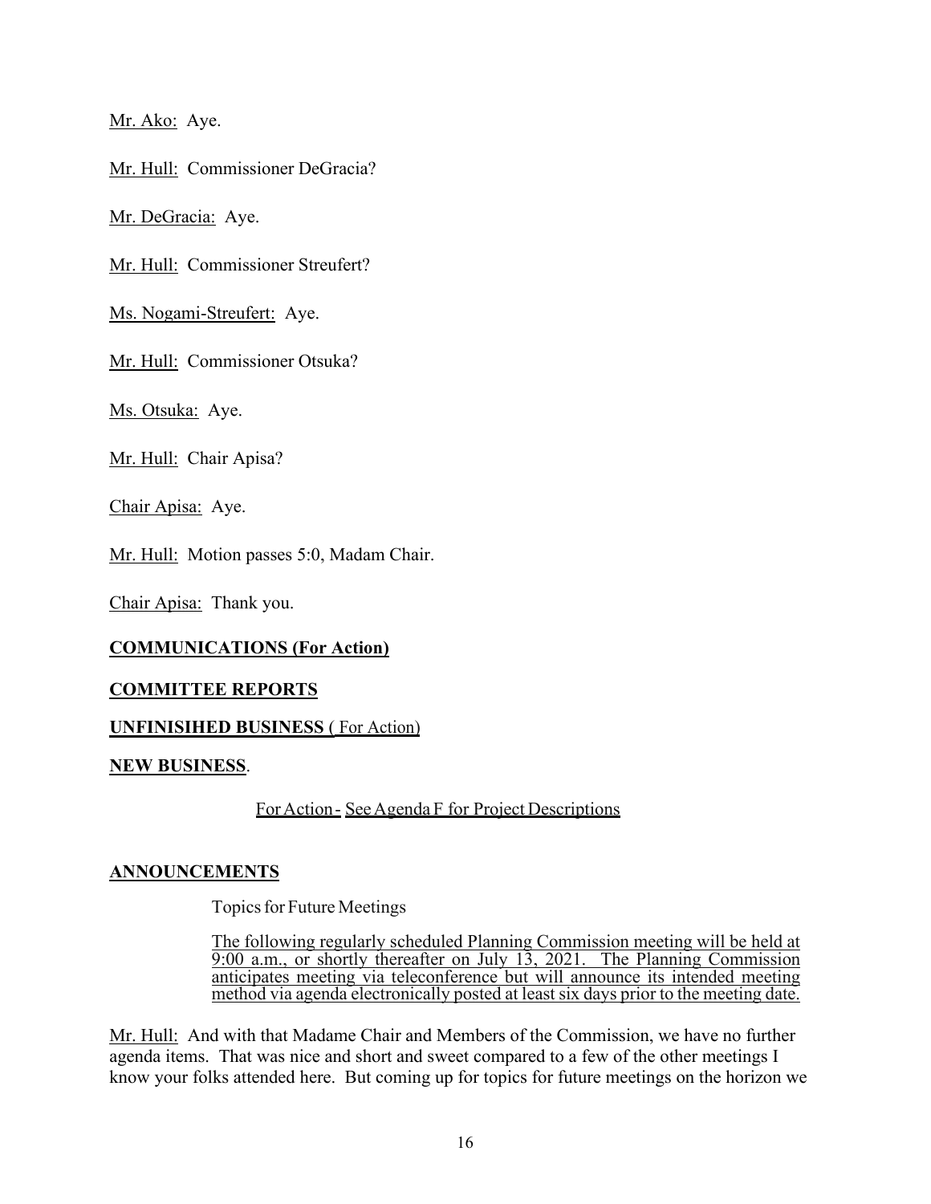Mr. Ako: Aye.

Mr. Hull: Commissioner DeGracia?

Mr. DeGracia: Aye.

Mr. Hull: Commissioner Streufert?

Ms. Nogami-Streufert: Aye.

Mr. Hull: Commissioner Otsuka?

Ms. Otsuka: Aye.

Mr. Hull: Chair Apisa?

Chair Apisa: Aye.

Mr. Hull: Motion passes 5:0, Madam Chair.

Chair Apisa: Thank you.

**COMMUNICATIONS (For Action)**

**COMMITTEE REPORTS**

**UNFINISIHED BUSINESS** ( For Action)

**NEW BUSINESS**.

For Action - See Agenda F for Project Descriptions

**ANNOUNCEMENTS**

Topics for Future Meetings

The following regularly scheduled Planning Commission meeting will be held at 9:00 a.m., or shortly thereafter on July 13, 2021. The Planning Commission anticipates meeting via teleconference but will announce its intended meeting method via agenda electronically posted at least six days prior to the meeting date.

Mr. Hull: And with that Madame Chair and Members of the Commission, we have no further agenda items. That was nice and short and sweet compared to a few of the other meetings I know your folks attended here. But coming up for topics for future meetings on the horizon we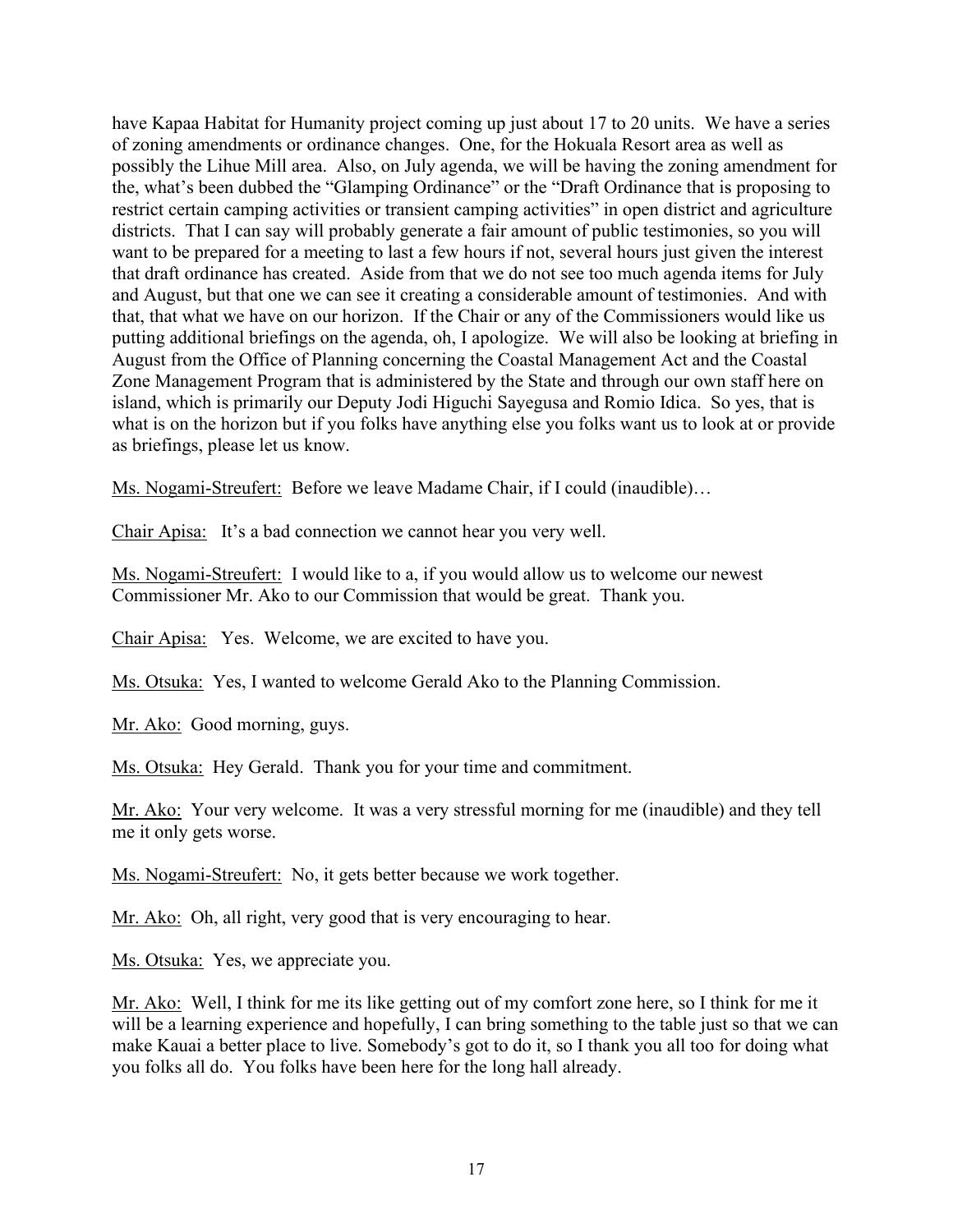have Kapaa Habitat for Humanity project coming up just about 17 to 20 units. We have a series of zoning amendments or ordinance changes. One, for the Hokuala Resort area as well as possibly the Lihue Mill area. Also, on July agenda, we will be having the zoning amendment for the, what's been dubbed the "Glamping Ordinance" or the "Draft Ordinance that is proposing to restrict certain camping activities or transient camping activities" in open district and agriculture districts. That I can say will probably generate a fair amount of public testimonies, so you will want to be prepared for a meeting to last a few hours if not, several hours just given the interest that draft ordinance has created. Aside from that we do not see too much agenda items for July and August, but that one we can see it creating a considerable amount of testimonies. And with that, that what we have on our horizon. If the Chair or any of the Commissioners would like us putting additional briefings on the agenda, oh, I apologize. We will also be looking at briefing in August from the Office of Planning concerning the Coastal Management Act and the Coastal Zone Management Program that is administered by the State and through our own staff here on island, which is primarily our Deputy Jodi Higuchi Sayegusa and Romio Idica. So yes, that is what is on the horizon but if you folks have anything else you folks want us to look at or provide as briefings, please let us know.

Ms. Nogami-Streufert: Before we leave Madame Chair, if I could (inaudible)…

Chair Apisa: It's a bad connection we cannot hear you very well.

Ms. Nogami-Streufert: I would like to a, if you would allow us to welcome our newest Commissioner Mr. Ako to our Commission that would be great. Thank you.

Chair Apisa: Yes. Welcome, we are excited to have you.

Ms. Otsuka: Yes, I wanted to welcome Gerald Ako to the Planning Commission.

Mr. Ako: Good morning, guys.

Ms. Otsuka: Hey Gerald. Thank you for your time and commitment.

Mr. Ako: Your very welcome. It was a very stressful morning for me (inaudible) and they tell me it only gets worse.

Ms. Nogami-Streufert: No, it gets better because we work together.

Mr. Ako: Oh, all right, very good that is very encouraging to hear.

Ms. Otsuka: Yes, we appreciate you.

Mr. Ako: Well, I think for me its like getting out of my comfort zone here, so I think for me it will be a learning experience and hopefully, I can bring something to the table just so that we can make Kauai a better place to live. Somebody's got to do it, so I thank you all too for doing what you folks all do. You folks have been here for the long hall already.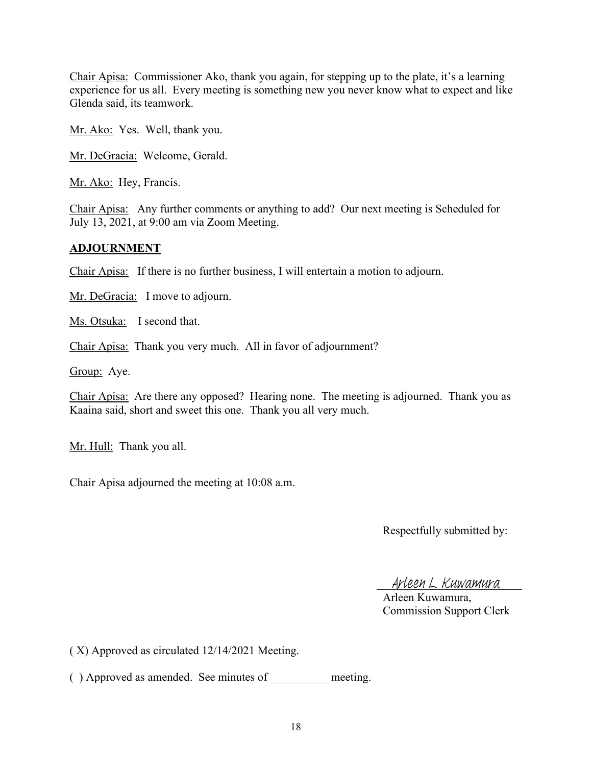Chair Apisa: Commissioner Ako, thank you again, for stepping up to the plate, it's a learning experience for us all. Every meeting is something new you never know what to expect and like Glenda said, its teamwork.

Mr. Ako: Yes. Well, thank you.

Mr. DeGracia: Welcome, Gerald.

Mr. Ako: Hey, Francis.

Chair Apisa: Any further comments or anything to add? Our next meeting is Scheduled for July 13, 2021, at 9:00 am via Zoom Meeting.

**ADJOURNMENT**

Chair Apisa: If there is no further business, I will entertain a motion to adjourn.

Mr. DeGracia: I move to adjourn.

Ms. Otsuka: I second that.

Chair Apisa: Thank you very much. All in favor of adjournment?

Group: Aye.

Chair Apisa: Are there any opposed? Hearing none. The meeting is adjourned. Thank you as Kaaina said, short and sweet this one. Thank you all very much.

Mr. Hull: Thank you all.

Chair Apisa adjourned the meeting at 10:08 a.m.

Respectfully submitted by:

Arleen L. Kuwamura
Arleen Kuwamura,
Commission Support Clerk

( X) Approved as circulated 12/14/2021 Meeting.

( ) Approved as amended. See minutes of __________ meeting.